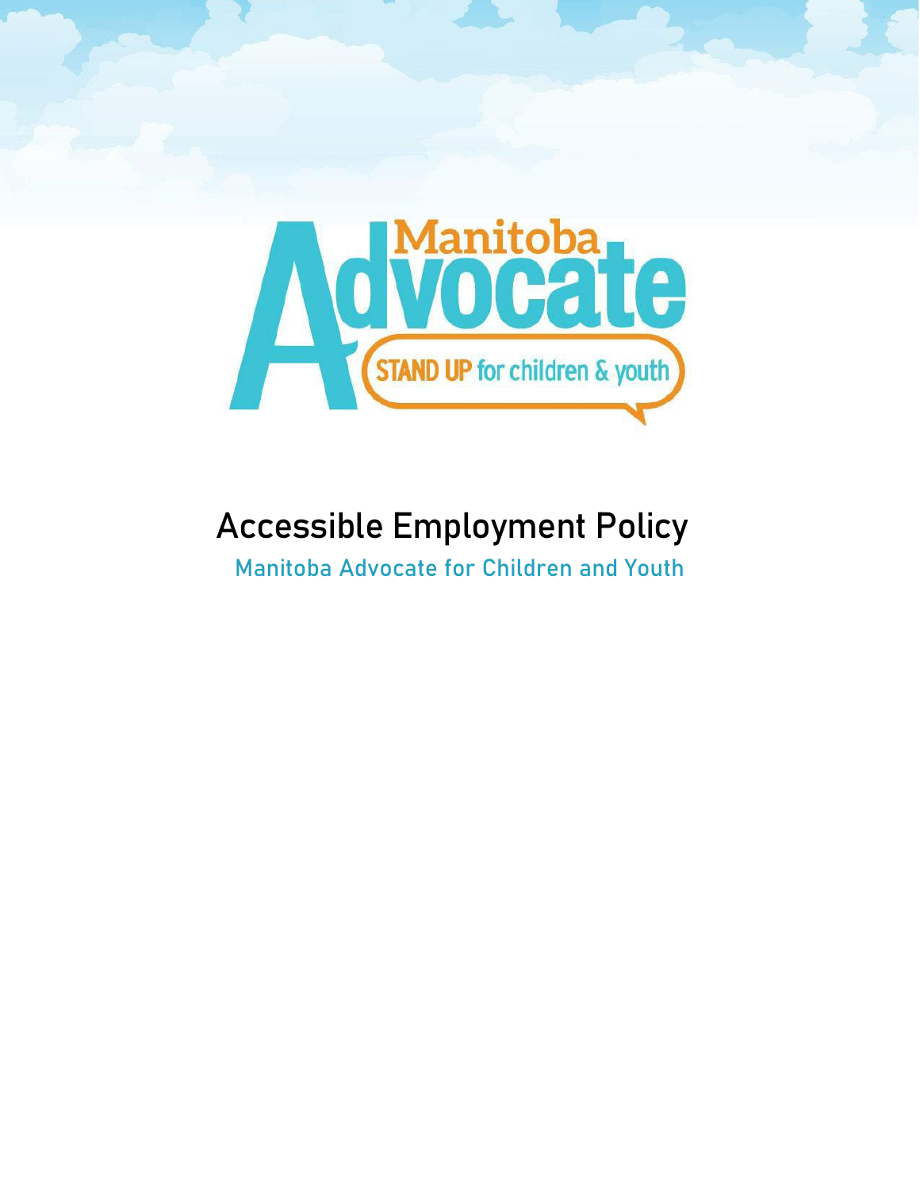Manitoba Advocate

STAND UP for children & youth

# Accessible Employment Policy

Manitoba Advocate for Children and Youth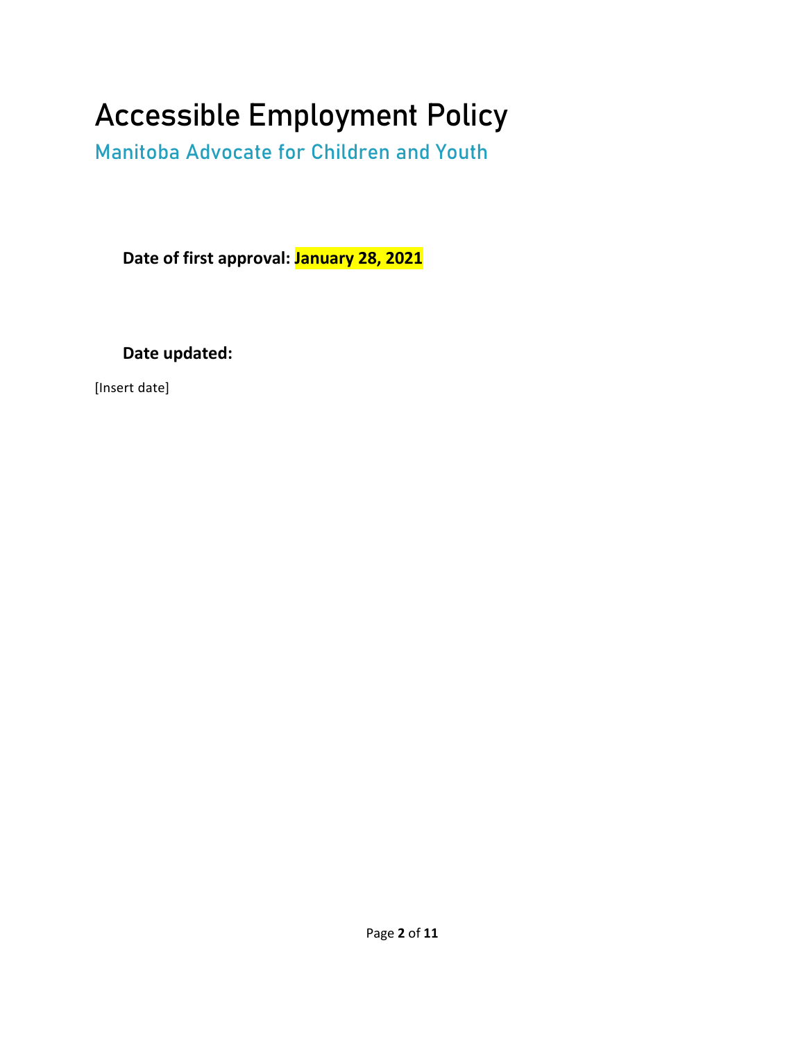# Accessible Employment Policy

## Manitoba Advocate for Children and Youth

**Date of first approval: January 28, 2021**

**Date updated:**

[Insert date]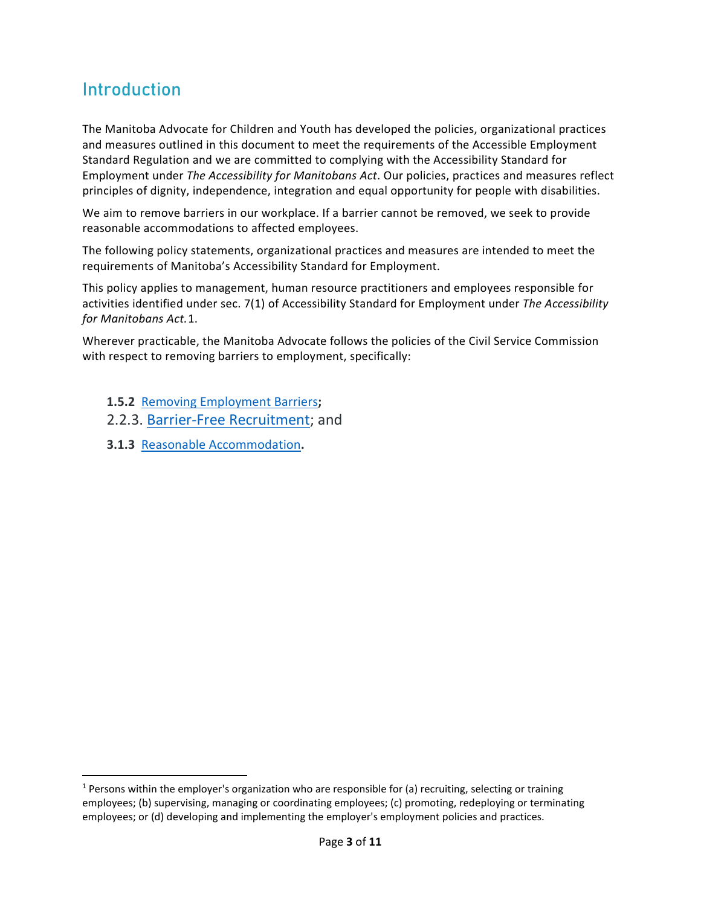## Introduction

The Manitoba Advocate for Children and Youth has developed the policies, organizational practices and measures outlined in this document to meet the requirements of the Accessible Employment Standard Regulation and we are committed to complying with the Accessibility Standard for Employment under *The Accessibility for Manitobans Act*. Our policies, practices and measures reflect principles of dignity, independence, integration and equal opportunity for people with disabilities.

We aim to remove barriers in our workplace. If a barrier cannot be removed, we seek to provide reasonable accommodations to affected employees.

The following policy statements, organizational practices and measures are intended to meet the requirements of Manitoba's Accessibility Standard for Employment.

This policy applies to management, human resource practitioners and employees responsible for activities identified under sec. 7(1) of Accessibility Standard for Employment under *The Accessibility for Manitobans Act.*[1].

Wherever practicable, the Manitoba Advocate follows the policies of the Civil Service Commission with respect to removing barriers to employment, specifically:

- **1.5.2** Removing Employment Barriers**;**
- 2.2.3. Barrier-Free Recruitment; and
- **3.1.3** Reasonable Accommodation**.**

---

[1] Persons within the employer's organization who are responsible for (a) recruiting, selecting or training employees; (b) supervising, managing or coordinating employees; (c) promoting, redeploying or terminating employees; or (d) developing and implementing the employer's employment policies and practices.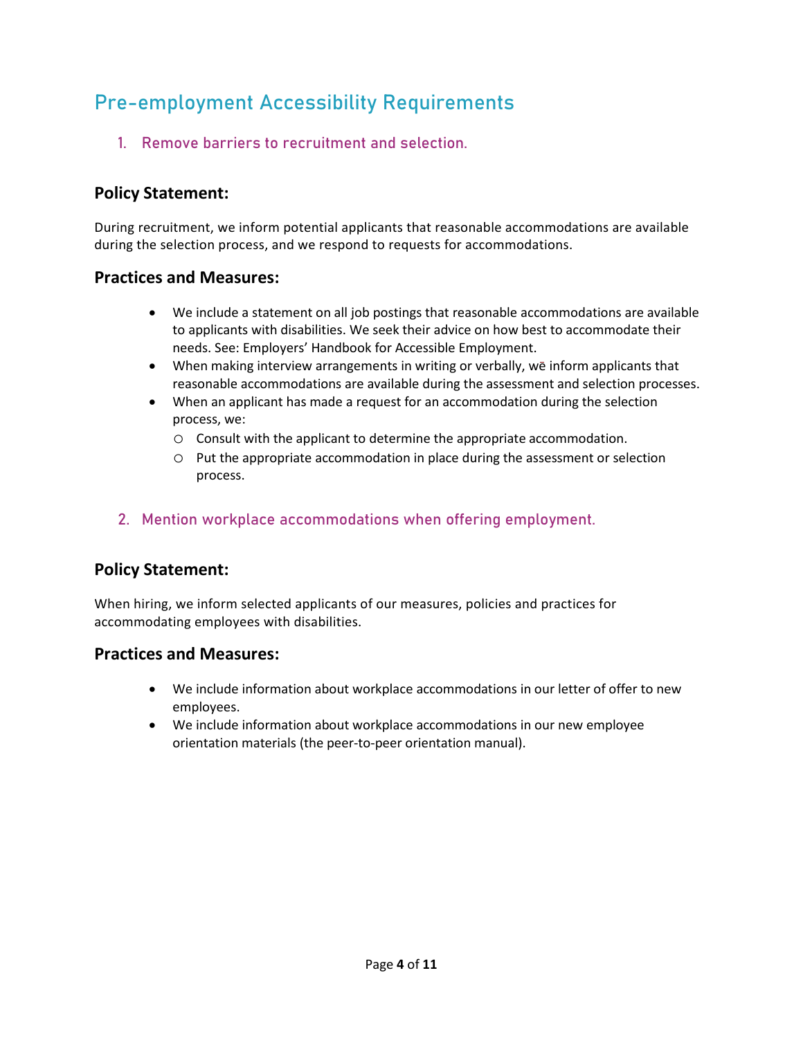# Pre-employment Accessibility Requirements

## 1. Remove barriers to recruitment and selection.

### Policy Statement:

During recruitment, we inform potential applicants that reasonable accommodations are available during the selection process, and we respond to requests for accommodations.

### Practices and Measures:

- We include a statement on all job postings that reasonable accommodations are available to applicants with disabilities. We seek their advice on how best to accommodate their needs. See: Employers' Handbook for Accessible Employment.
- When making interview arrangements in writing or verbally, wē inform applicants that reasonable accommodations are available during the assessment and selection processes.
- When an applicant has made a request for an accommodation during the selection process, we:
  - Consult with the applicant to determine the appropriate accommodation.
  - Put the appropriate accommodation in place during the assessment or selection process.

## 2. Mention workplace accommodations when offering employment.

### Policy Statement:

When hiring, we inform selected applicants of our measures, policies and practices for accommodating employees with disabilities.

### Practices and Measures:

- We include information about workplace accommodations in our letter of offer to new employees.
- We include information about workplace accommodations in our new employee orientation materials (the peer-to-peer orientation manual).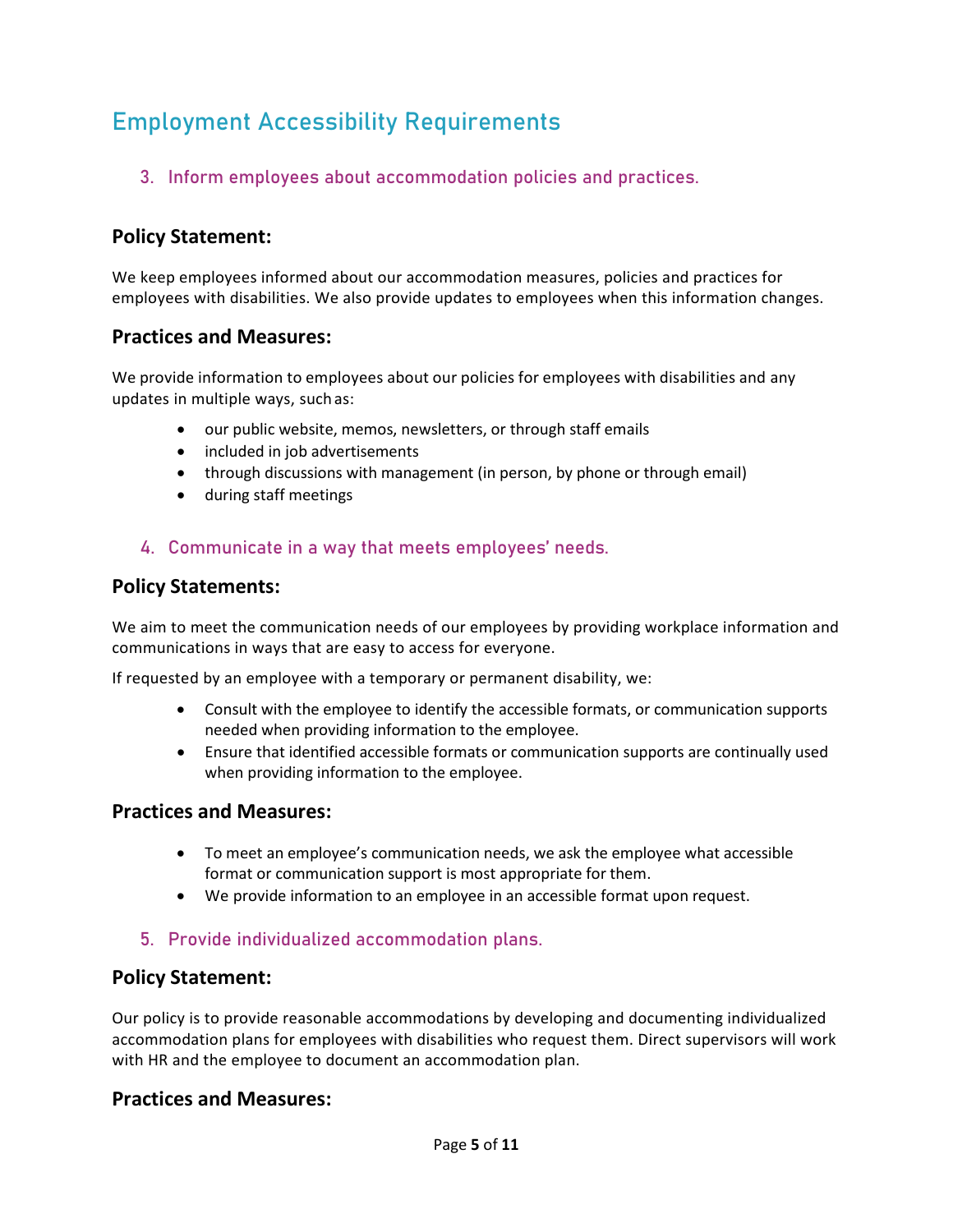# Employment Accessibility Requirements

### 3. Inform employees about accommodation policies and practices.

## Policy Statement:

We keep employees informed about our accommodation measures, policies and practices for employees with disabilities. We also provide updates to employees when this information changes.

## Practices and Measures:

We provide information to employees about our policies for employees with disabilities and any updates in multiple ways, such as:

- our public website, memos, newsletters, or through staff emails
- included in job advertisements
- through discussions with management (in person, by phone or through email)
- during staff meetings

### 4. Communicate in a way that meets employees' needs.

## Policy Statements:

We aim to meet the communication needs of our employees by providing workplace information and communications in ways that are easy to access for everyone.

If requested by an employee with a temporary or permanent disability, we:

- Consult with the employee to identify the accessible formats, or communication supports needed when providing information to the employee.
- Ensure that identified accessible formats or communication supports are continually used when providing information to the employee.

## Practices and Measures:

- To meet an employee's communication needs, we ask the employee what accessible format or communication support is most appropriate for them.
- We provide information to an employee in an accessible format upon request.

### 5. Provide individualized accommodation plans.

## Policy Statement:

Our policy is to provide reasonable accommodations by developing and documenting individualized accommodation plans for employees with disabilities who request them. Direct supervisors will work with HR and the employee to document an accommodation plan.

## Practices and Measures: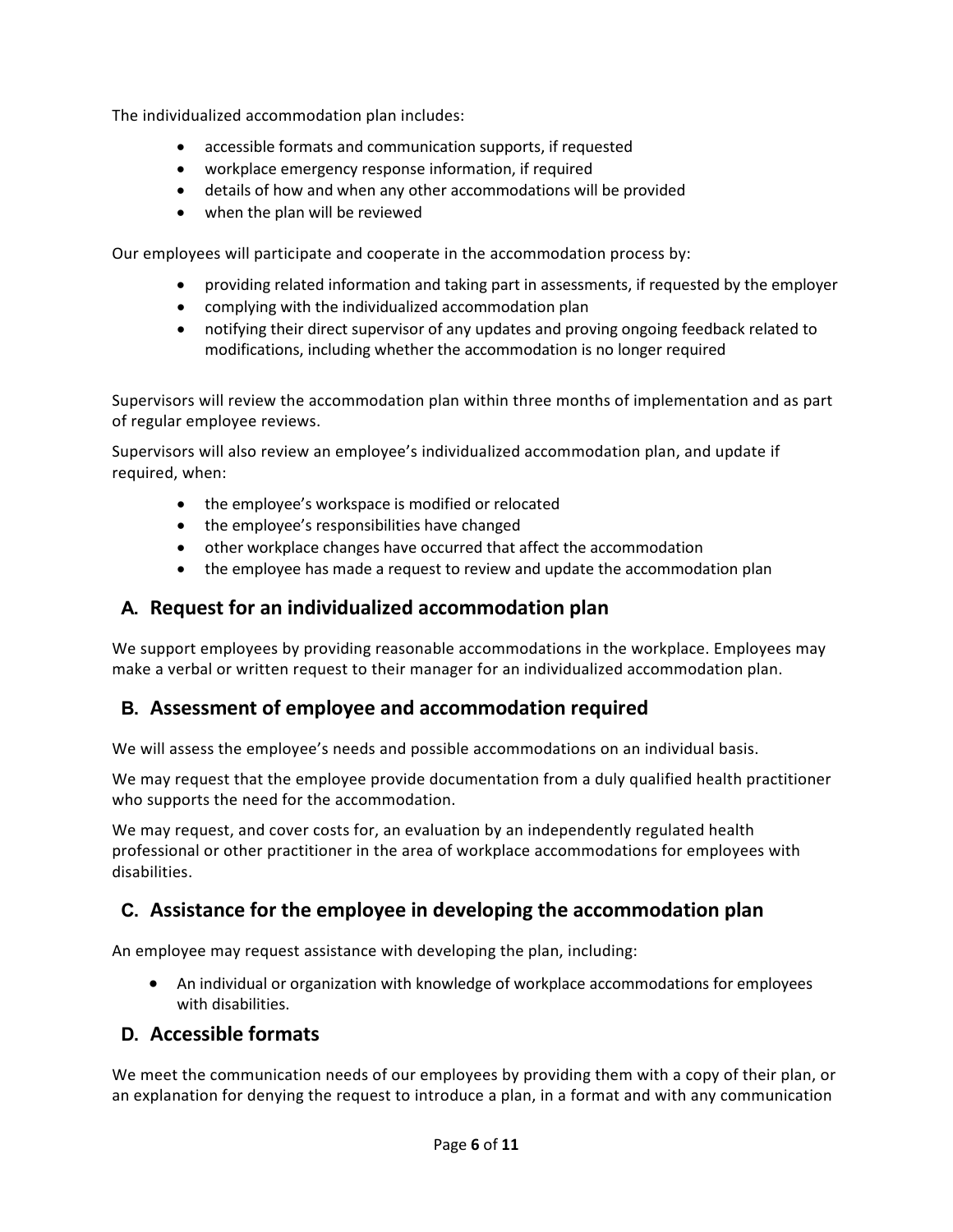The individualized accommodation plan includes:

- accessible formats and communication supports, if requested
- workplace emergency response information, if required
- details of how and when any other accommodations will be provided
- when the plan will be reviewed

Our employees will participate and cooperate in the accommodation process by:

- providing related information and taking part in assessments, if requested by the employer
- complying with the individualized accommodation plan
- notifying their direct supervisor of any updates and proving ongoing feedback related to modifications, including whether the accommodation is no longer required

Supervisors will review the accommodation plan within three months of implementation and as part of regular employee reviews.

Supervisors will also review an employee's individualized accommodation plan, and update if required, when:

- the employee's workspace is modified or relocated
- the employee's responsibilities have changed
- other workplace changes have occurred that affect the accommodation
- the employee has made a request to review and update the accommodation plan

## A. Request for an individualized accommodation plan

We support employees by providing reasonable accommodations in the workplace. Employees may make a verbal or written request to their manager for an individualized accommodation plan.

## B. Assessment of employee and accommodation required

We will assess the employee's needs and possible accommodations on an individual basis.

We may request that the employee provide documentation from a duly qualified health practitioner who supports the need for the accommodation.

We may request, and cover costs for, an evaluation by an independently regulated health professional or other practitioner in the area of workplace accommodations for employees with disabilities.

## C. Assistance for the employee in developing the accommodation plan

An employee may request assistance with developing the plan, including:

- An individual or organization with knowledge of workplace accommodations for employees with disabilities.

## D. Accessible formats

We meet the communication needs of our employees by providing them with a copy of their plan, or an explanation for denying the request to introduce a plan, in a format and with any communication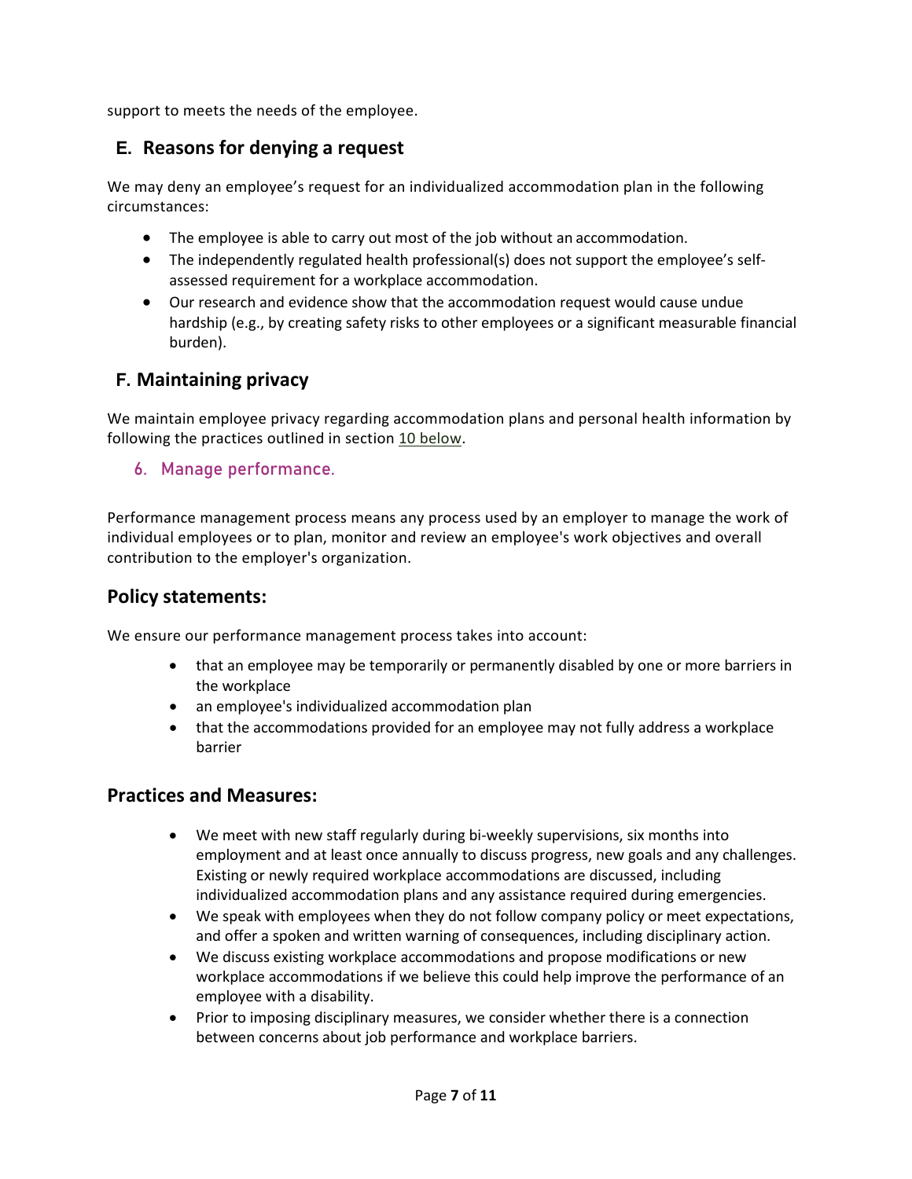support to meets the needs of the employee.

## E. Reasons for denying a request

We may deny an employee's request for an individualized accommodation plan in the following circumstances:

- The employee is able to carry out most of the job without an accommodation.
- The independently regulated health professional(s) does not support the employee's self-assessed requirement for a workplace accommodation.
- Our research and evidence show that the accommodation request would cause undue hardship (e.g., by creating safety risks to other employees or a significant measurable financial burden).

## F. Maintaining privacy

We maintain employee privacy regarding accommodation plans and personal health information by following the practices outlined in section 10 below.

### 6. Manage performance.

Performance management process means any process used by an employer to manage the work of individual employees or to plan, monitor and review an employee's work objectives and overall contribution to the employer's organization.

## Policy statements:

We ensure our performance management process takes into account:

- that an employee may be temporarily or permanently disabled by one or more barriers in the workplace
- an employee's individualized accommodation plan
- that the accommodations provided for an employee may not fully address a workplace barrier

## Practices and Measures:

- We meet with new staff regularly during bi-weekly supervisions, six months into employment and at least once annually to discuss progress, new goals and any challenges. Existing or newly required workplace accommodations are discussed, including individualized accommodation plans and any assistance required during emergencies.
- We speak with employees when they do not follow company policy or meet expectations, and offer a spoken and written warning of consequences, including disciplinary action.
- We discuss existing workplace accommodations and propose modifications or new workplace accommodations if we believe this could help improve the performance of an employee with a disability.
- Prior to imposing disciplinary measures, we consider whether there is a connection between concerns about job performance and workplace barriers.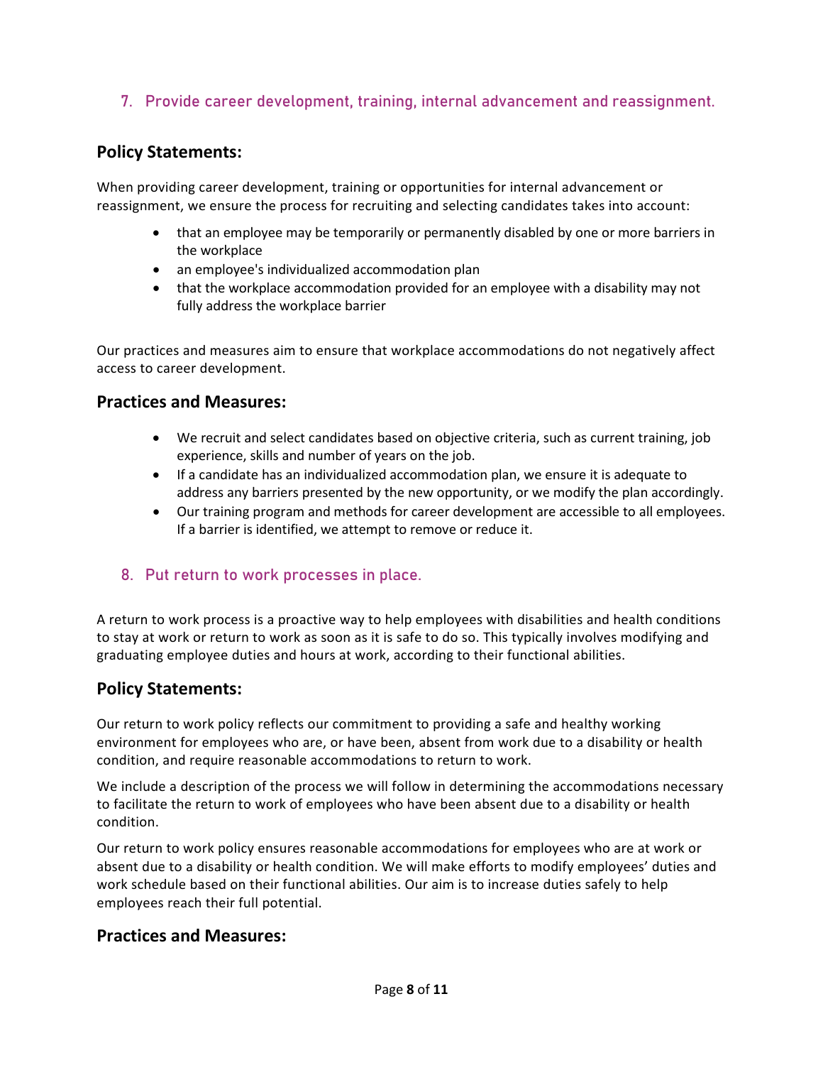## 7. Provide career development, training, internal advancement and reassignment.

### Policy Statements:

When providing career development, training or opportunities for internal advancement or reassignment, we ensure the process for recruiting and selecting candidates takes into account:

- that an employee may be temporarily or permanently disabled by one or more barriers in the workplace
- an employee's individualized accommodation plan
- that the workplace accommodation provided for an employee with a disability may not fully address the workplace barrier

Our practices and measures aim to ensure that workplace accommodations do not negatively affect access to career development.

### Practices and Measures:

- We recruit and select candidates based on objective criteria, such as current training, job experience, skills and number of years on the job.
- If a candidate has an individualized accommodation plan, we ensure it is adequate to address any barriers presented by the new opportunity, or we modify the plan accordingly.
- Our training program and methods for career development are accessible to all employees. If a barrier is identified, we attempt to remove or reduce it.

## 8. Put return to work processes in place.

A return to work process is a proactive way to help employees with disabilities and health conditions to stay at work or return to work as soon as it is safe to do so. This typically involves modifying and graduating employee duties and hours at work, according to their functional abilities.

### Policy Statements:

Our return to work policy reflects our commitment to providing a safe and healthy working environment for employees who are, or have been, absent from work due to a disability or health condition, and require reasonable accommodations to return to work.

We include a description of the process we will follow in determining the accommodations necessary to facilitate the return to work of employees who have been absent due to a disability or health condition.

Our return to work policy ensures reasonable accommodations for employees who are at work or absent due to a disability or health condition. We will make efforts to modify employees' duties and work schedule based on their functional abilities. Our aim is to increase duties safely to help employees reach their full potential.

### Practices and Measures: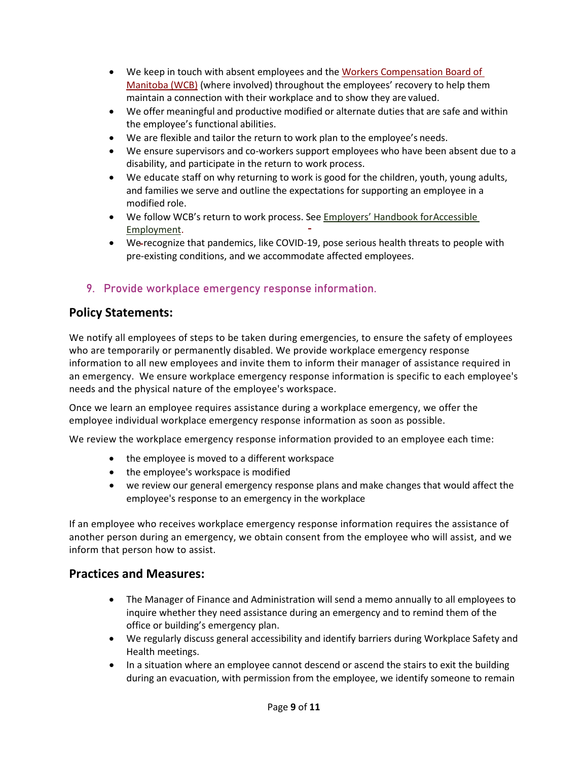- We keep in touch with absent employees and the Workers Compensation Board of Manitoba (WCB) (where involved) throughout the employees' recovery to help them maintain a connection with their workplace and to show they are valued.
- We offer meaningful and productive modified or alternate duties that are safe and within the employee's functional abilities.
- We are flexible and tailor the return to work plan to the employee's needs.
- We ensure supervisors and co-workers support employees who have been absent due to a disability, and participate in the return to work process.
- We educate staff on why returning to work is good for the children, youth, young adults, and families we serve and outline the expectations for supporting an employee in a modified role.
- We follow WCB's return to work process. See Employers' Handbook forAccessible Employment.
- We recognize that pandemics, like COVID-19, pose serious health threats to people with pre-existing conditions, and we accommodate affected employees.

### 9. Provide workplace emergency response information.

## Policy Statements:

We notify all employees of steps to be taken during emergencies, to ensure the safety of employees who are temporarily or permanently disabled. We provide workplace emergency response information to all new employees and invite them to inform their manager of assistance required in an emergency. We ensure workplace emergency response information is specific to each employee's needs and the physical nature of the employee's workspace.

Once we learn an employee requires assistance during a workplace emergency, we offer the employee individual workplace emergency response information as soon as possible.

We review the workplace emergency response information provided to an employee each time:

- the employee is moved to a different workspace
- the employee's workspace is modified
- we review our general emergency response plans and make changes that would affect the employee's response to an emergency in the workplace

If an employee who receives workplace emergency response information requires the assistance of another person during an emergency, we obtain consent from the employee who will assist, and we inform that person how to assist.

## Practices and Measures:

- The Manager of Finance and Administration will send a memo annually to all employees to inquire whether they need assistance during an emergency and to remind them of the office or building's emergency plan.
- We regularly discuss general accessibility and identify barriers during Workplace Safety and Health meetings.
- In a situation where an employee cannot descend or ascend the stairs to exit the building during an evacuation, with permission from the employee, we identify someone to remain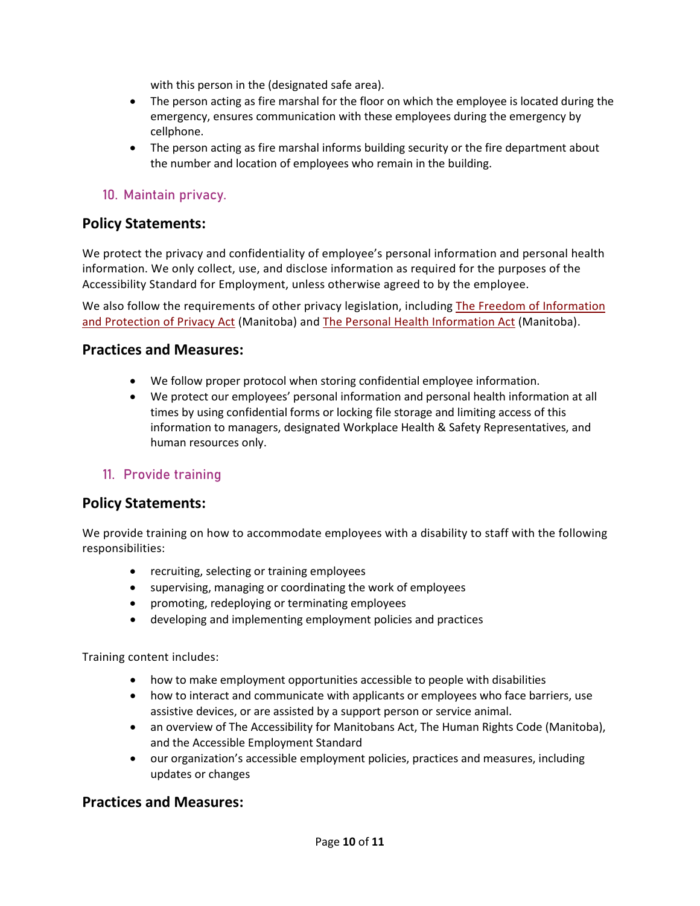with this person in the (designated safe area).

- The person acting as fire marshal for the floor on which the employee is located during the emergency, ensures communication with these employees during the emergency by cellphone.
- The person acting as fire marshal informs building security or the fire department about the number and location of employees who remain in the building.

### 10. Maintain privacy.

## Policy Statements:

We protect the privacy and confidentiality of employee's personal information and personal health information. We only collect, use, and disclose information as required for the purposes of the Accessibility Standard for Employment, unless otherwise agreed to by the employee.

We also follow the requirements of other privacy legislation, including The Freedom of Information and Protection of Privacy Act (Manitoba) and The Personal Health Information Act (Manitoba).

## Practices and Measures:

- We follow proper protocol when storing confidential employee information.
- We protect our employees' personal information and personal health information at all times by using confidential forms or locking file storage and limiting access of this information to managers, designated Workplace Health & Safety Representatives, and human resources only.

### 11. Provide training

## Policy Statements:

We provide training on how to accommodate employees with a disability to staff with the following responsibilities:

- recruiting, selecting or training employees
- supervising, managing or coordinating the work of employees
- promoting, redeploying or terminating employees
- developing and implementing employment policies and practices

Training content includes:

- how to make employment opportunities accessible to people with disabilities
- how to interact and communicate with applicants or employees who face barriers, use assistive devices, or are assisted by a support person or service animal.
- an overview of The Accessibility for Manitobans Act, The Human Rights Code (Manitoba), and the Accessible Employment Standard
- our organization's accessible employment policies, practices and measures, including updates or changes

## Practices and Measures: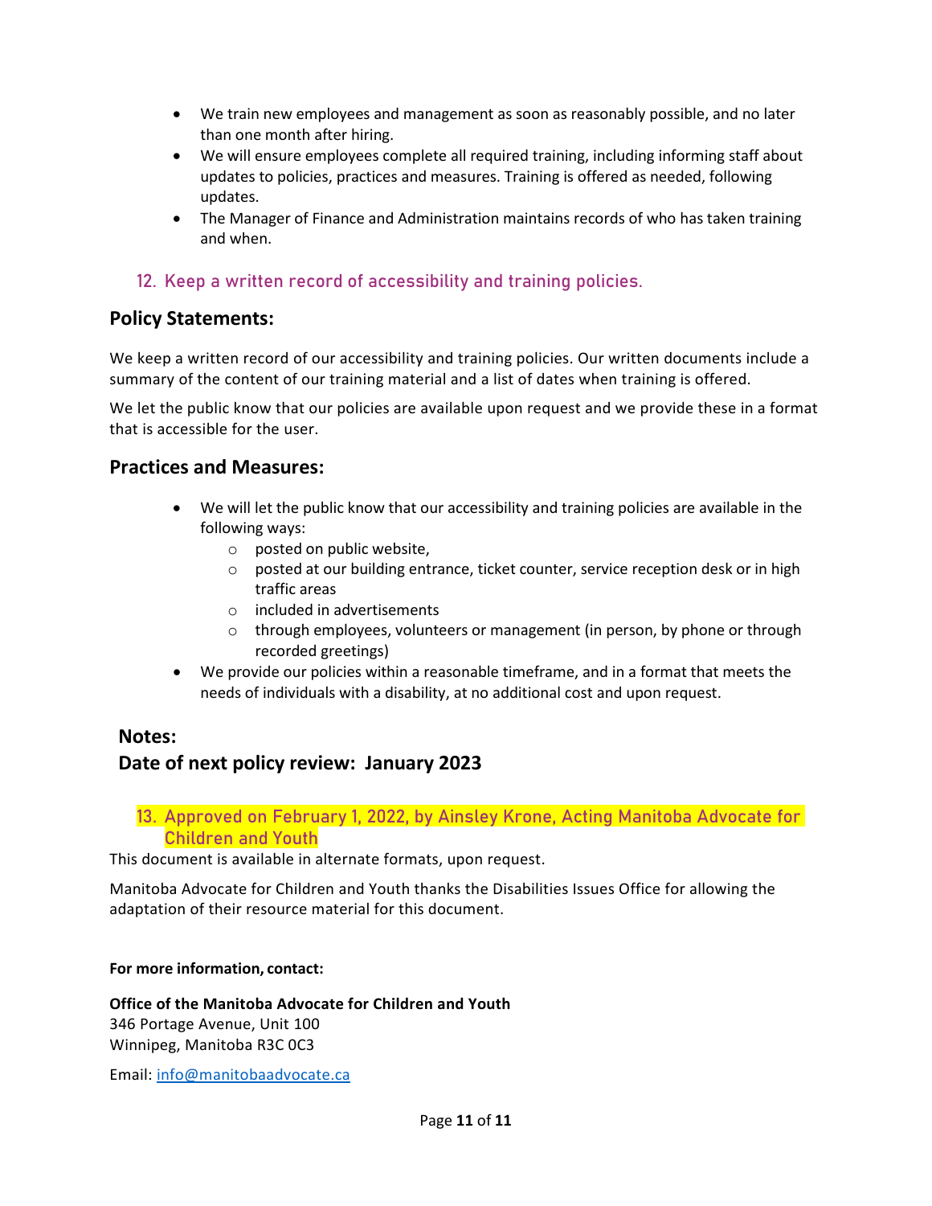- We train new employees and management as soon as reasonably possible, and no later than one month after hiring.
- We will ensure employees complete all required training, including informing staff about updates to policies, practices and measures. Training is offered as needed, following updates.
- The Manager of Finance and Administration maintains records of who has taken training and when.

### 12. Keep a written record of accessibility and training policies.

## Policy Statements:

We keep a written record of our accessibility and training policies. Our written documents include a summary of the content of our training material and a list of dates when training is offered.

We let the public know that our policies are available upon request and we provide these in a format that is accessible for the user.

## Practices and Measures:

- We will let the public know that our accessibility and training policies are available in the following ways:
  - posted on public website,
  - posted at our building entrance, ticket counter, service reception desk or in high traffic areas
  - included in advertisements
  - through employees, volunteers or management (in person, by phone or through recorded greetings)
- We provide our policies within a reasonable timeframe, and in a format that meets the needs of individuals with a disability, at no additional cost and upon request.

## Notes:

## Date of next policy review: January 2023

### 13. Approved on February 1, 2022, by Ainsley Krone, Acting Manitoba Advocate for Children and Youth

This document is available in alternate formats, upon request.

Manitoba Advocate for Children and Youth thanks the Disabilities Issues Office for allowing the adaptation of their resource material for this document.

**For more information, contact:**

**Office of the Manitoba Advocate for Children and Youth**
346 Portage Avenue, Unit 100
Winnipeg, Manitoba R3C 0C3

Email: info@manitobaadvocate.ca